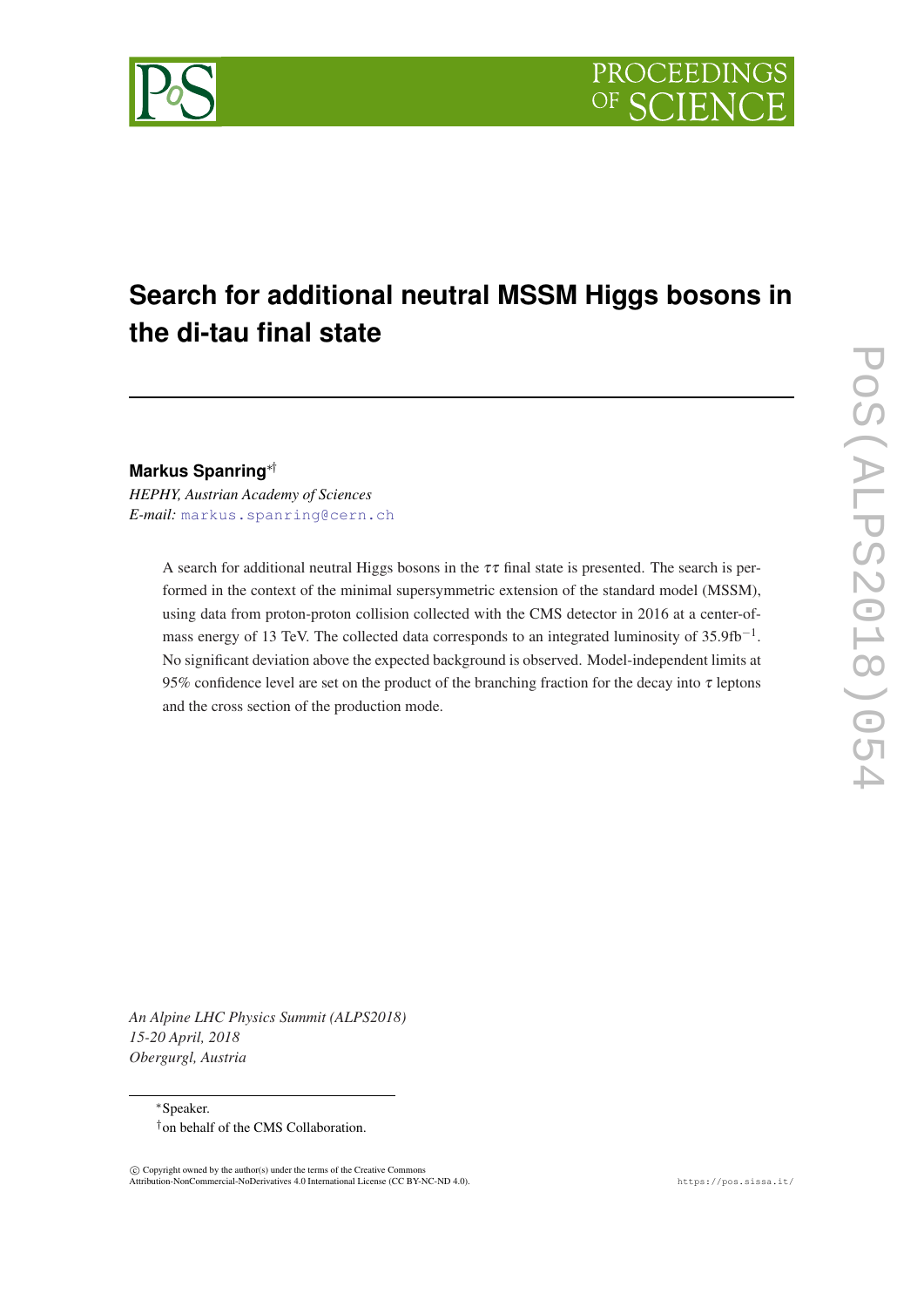# Search for additional neutral MSSM Higgs bosons in the di-tau final state

**Markus Spanring**[*][†]

*HEPHY, Austrian Academy of Sciences*
*E-mail:* markus.spanring@cern.ch

A search for additional neutral Higgs bosons in the $\tau\tau$ final state is presented. The search is performed in the context of the minimal supersymmetric extension of the standard model (MSSM), using data from proton-proton collision collected with the CMS detector in 2016 at a center-of-mass energy of 13 TeV. The collected data corresponds to an integrated luminosity of $35.9\text{fb}^{-1}$. No significant deviation above the expected background is observed. Model-independent limits at 95% confidence level are set on the product of the branching fraction for the decay into $\tau$ leptons and the cross section of the production mode.

*An Alpine LHC Physics Summit (ALPS2018)*
*15-20 April, 2018*
*Obergurgl, Austria*

[*]Speaker.
[†]on behalf of the CMS Collaboration.

© Copyright owned by the author(s) under the terms of the Creative Commons Attribution-NonCommercial-NoDerivatives 4.0 International License (CC BY-NC-ND 4.0).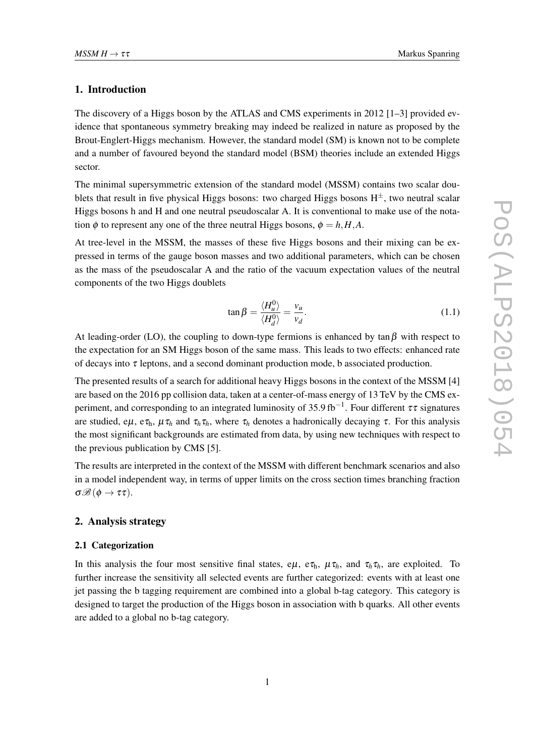## 1. Introduction

The discovery of a Higgs boson by the ATLAS and CMS experiments in 2012 [1–3] provided evidence that spontaneous symmetry breaking may indeed be realized in nature as proposed by the Brout-Englert-Higgs mechanism. However, the standard model (SM) is known not to be complete and a number of favoured beyond the standard model (BSM) theories include an extended Higgs sector.

The minimal supersymmetric extension of the standard model (MSSM) contains two scalar doublets that result in five physical Higgs bosons: two charged Higgs bosons $H^{\pm}$, two neutral scalar Higgs bosons h and H and one neutral pseudoscalar A. It is conventional to make use of the notation $\phi$ to represent any one of the three neutral Higgs bosons, $\phi = h, H, A$.

At tree-level in the MSSM, the masses of these five Higgs bosons and their mixing can be expressed in terms of the gauge boson masses and two additional parameters, which can be chosen as the mass of the pseudoscalar A and the ratio of the vacuum expectation values of the neutral components of the two Higgs doublets

$$\tan\beta = \frac{\langle H_u^0 \rangle}{\langle H_d^0 \rangle} = \frac{v_u}{v_d}. \tag{1.1}$$

At leading-order (LO), the coupling to down-type fermions is enhanced by $\tan\beta$ with respect to the expectation for an SM Higgs boson of the same mass. This leads to two effects: enhanced rate of decays into $\tau$ leptons, and a second dominant production mode, b associated production.

The presented results of a search for additional heavy Higgs bosons in the context of the MSSM [4] are based on the 2016 pp collision data, taken at a center-of-mass energy of 13 TeV by the CMS experiment, and corresponding to an integrated luminosity of 35.9 $\mathrm{fb}^{-1}$. Four different $\tau\tau$ signatures are studied, $e\mu$, $e\tau_h$, $\mu\tau_h$ and $\tau_h\tau_h$, where $\tau_h$ denotes a hadronically decaying $\tau$. For this analysis the most significant backgrounds are estimated from data, by using new techniques with respect to the previous publication by CMS [5].

The results are interpreted in the context of the MSSM with different benchmark scenarios and also in a model independent way, in terms of upper limits on the cross section times branching fraction $\sigma\mathscr{B}(\phi \to \tau\tau)$.

## 2. Analysis strategy

### 2.1 Categorization

In this analysis the four most sensitive final states, $e\mu$, $e\tau_h$, $\mu\tau_h$, and $\tau_h\tau_h$, are exploited. To further increase the sensitivity all selected events are further categorized: events with at least one jet passing the b tagging requirement are combined into a global b-tag category. This category is designed to target the production of the Higgs boson in association with b quarks. All other events are added to a global no b-tag category.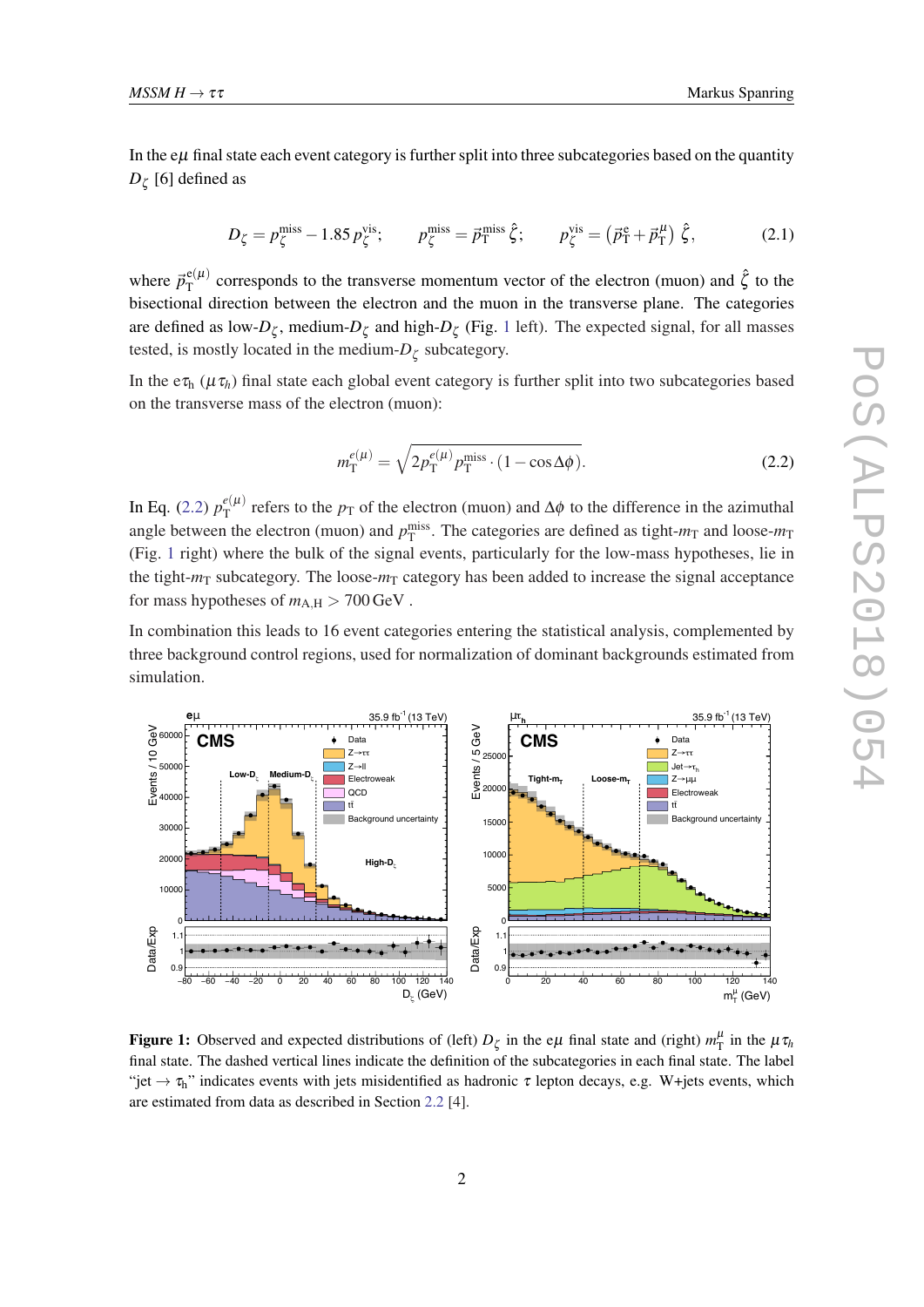In the e$\mu$ final state each event category is further split into three subcategories based on the quantity $D_\zeta$ [6] defined as

$$D_\zeta = p_\zeta^{\mathrm{miss}} - 1.85\, p_\zeta^{\mathrm{vis}}; \qquad p_\zeta^{\mathrm{miss}} = \vec{p}_{\mathrm{T}}^{\,\mathrm{miss}}\,\hat{\zeta}; \qquad p_\zeta^{\mathrm{vis}} = \left(\vec{p}_{\mathrm{T}}^{\,\mathrm{e}} + \vec{p}_{\mathrm{T}}^{\,\mu}\right)\hat{\zeta}, \tag{2.1}$$

where $\vec{p}_{\mathrm{T}}^{\,\mathrm{e}(\mu)}$ corresponds to the transverse momentum vector of the electron (muon) and $\hat{\zeta}$ to the bisectional direction between the electron and the muon in the transverse plane. The categories are defined as low-$D_\zeta$, medium-$D_\zeta$ and high-$D_\zeta$ (Fig. 1 left). The expected signal, for all masses tested, is mostly located in the medium-$D_\zeta$ subcategory.

In the e$\tau_{\mathrm{h}}$ ($\mu\tau_h$) final state each global event category is further split into two subcategories based on the transverse mass of the electron (muon):

$$m_{\mathrm{T}}^{e(\mu)} = \sqrt{2 p_{\mathrm{T}}^{e(\mu)} p_{\mathrm{T}}^{\mathrm{miss}} \cdot (1 - \cos\Delta\phi)}. \tag{2.2}$$

In Eq. (2.2) $p_{\mathrm{T}}^{e(\mu)}$ refers to the $p_{\mathrm{T}}$ of the electron (muon) and $\Delta\phi$ to the difference in the azimuthal angle between the electron (muon) and $p_{\mathrm{T}}^{\mathrm{miss}}$. The categories are defined as tight-$m_{\mathrm{T}}$ and loose-$m_{\mathrm{T}}$ (Fig. 1 right) where the bulk of the signal events, particularly for the low-mass hypotheses, lie in the tight-$m_{\mathrm{T}}$ subcategory. The loose-$m_{\mathrm{T}}$ category has been added to increase the signal acceptance for mass hypotheses of $m_{\mathrm{A,H}} > 700\,\mathrm{GeV}$ .

In combination this leads to 16 event categories entering the statistical analysis, complemented by three background control regions, used for normalization of dominant backgrounds estimated from simulation.

**Figure 1:** Observed and expected distributions of (left) $D_\zeta$ in the e$\mu$ final state and (right) $m_{\mathrm{T}}^{\mu}$ in the $\mu\tau_h$ final state. The dashed vertical lines indicate the definition of the subcategories in each final state. The label "jet $\rightarrow \tau_{\mathrm{h}}$" indicates events with jets misidentified as hadronic $\tau$ lepton decays, e.g. W+jets events, which are estimated from data as described in Section 2.2 [4].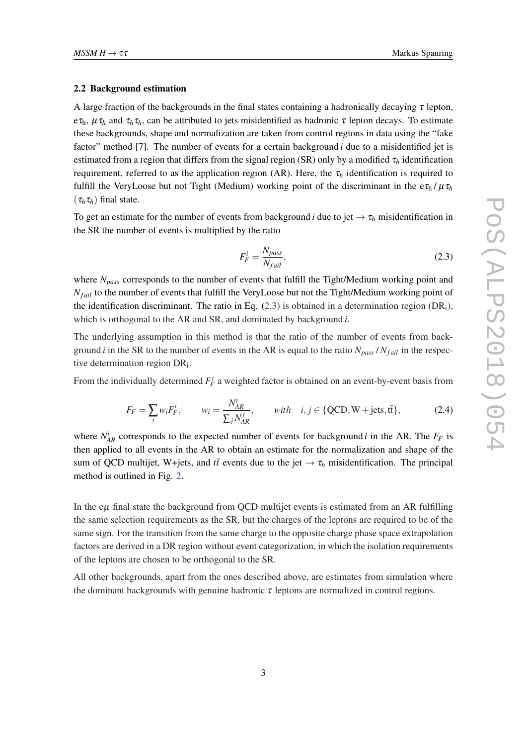### 2.2 Background estimation

A large fraction of the backgrounds in the final states containing a hadronically decaying $\tau$ lepton, $e\tau_h$, $\mu\tau_h$ and $\tau_h\tau_h$, can be attributed to jets misidentified as hadronic $\tau$ lepton decays. To estimate these backgrounds, shape and normalization are taken from control regions in data using the "fake factor" method [7]. The number of events for a certain background $i$ due to a misidentified jet is estimated from a region that differs from the signal region (SR) only by a modified $\tau_h$ identification requirement, referred to as the application region (AR). Here, the $\tau_h$ identification is required to fulfill the VeryLoose but not Tight (Medium) working point of the discriminant in the $e\tau_h$ / $\mu\tau_h$ ($\tau_h\tau_h$) final state.

To get an estimate for the number of events from background $i$ due to jet $\rightarrow \tau_h$ misidentification in the SR the number of events is multiplied by the ratio

$$F_F^i = \frac{N_{pass}}{N_{fail}}, \tag{2.3}$$

where $N_{pass}$ corresponds to the number of events that fulfill the Tight/Medium working point and $N_{fail}$ to the number of events that fulfill the VeryLoose but not the Tight/Medium working point of the identification discriminant. The ratio in Eq. (2.3) is obtained in a determination region ($\mathrm{DR_i}$), which is orthogonal to the AR and SR, and dominated by background $i$.

The underlying assumption in this method is that the ratio of the number of events from background $i$ in the SR to the number of events in the AR is equal to the ratio $N_{pass}$ / $N_{fail}$ in the respective determination region $\mathrm{DR_i}$.

From the individually determined $F_F^i$ a weighted factor is obtained on an event-by-event basis from

$$F_F = \sum_i w_i F_F^i, \qquad w_i = \frac{N_{AR}^i}{\sum_j N_{AR}^j}, \qquad with \quad i, j \in \{\mathrm{QCD}, \mathrm{W+jets}, \mathrm{t\bar{t}}\}, \tag{2.4}$$

where $N_{AR}^i$ corresponds to the expected number of events for background $i$ in the AR. The $F_F$ is then applied to all events in the AR to obtain an estimate for the normalization and shape of the sum of QCD multijet, W+jets, and $t\bar{t}$ events due to the jet $\rightarrow \tau_h$ misidentification. The principal method is outlined in Fig. 2.

In the $e\mu$ final state the background from QCD multijet events is estimated from an AR fulfilling the same selection requirements as the SR, but the charges of the leptons are required to be of the same sign. For the transition from the same charge to the opposite charge phase space extrapolation factors are derived in a DR region without event categorization, in which the isolation requirements of the leptons are chosen to be orthogonal to the SR.

All other backgrounds, apart from the ones described above, are estimates from simulation where the dominant backgrounds with genuine hadronic $\tau$ leptons are normalized in control regions.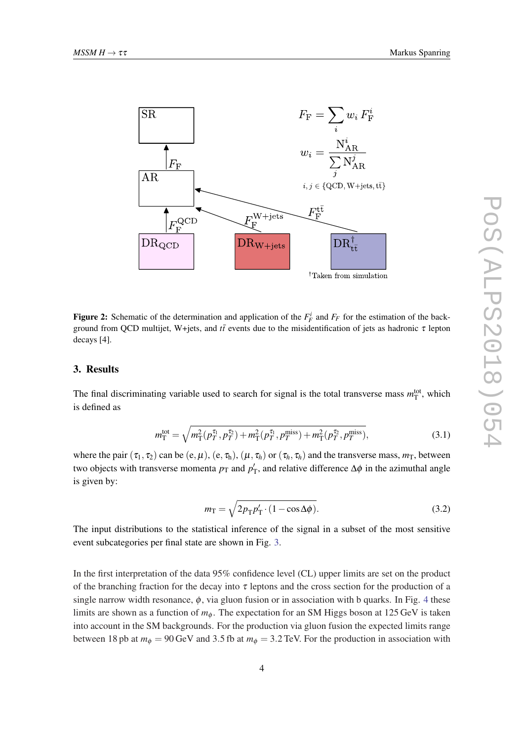$$F_{\rm F} = \sum_i w_i \, F_{\rm F}^i$$

$$w_i = \frac{{\rm N}_{\rm AR}^i}{\sum_j {\rm N}_{\rm AR}^j}$$

$i, j \in \{\rm QCD, W{+}jets, t\bar{t}\}$

SR

AR

$F_{\rm F}$

$F_{\rm F}^{\rm QCD}$

$F_{\rm F}^{\rm W+jets}$

$F_{\rm F}^{\rm t\bar{t}}$

$\rm DR_{QCD}$

$\rm DR_{W+jets}$

$\rm DR_{t\bar{t}}^{\dagger}$

$^{\dagger}$Taken from simulation

**Figure 2:** Schematic of the determination and application of the $F_F^i$ and $F_F$ for the estimation of the background from QCD multijet, W+jets, and $t\bar{t}$ events due to the misidentification of jets as hadronic $\tau$ lepton decays [4].

## 3. Results

The final discriminating variable used to search for signal is the total transverse mass $m_{\rm T}^{\rm tot}$, which is defined as

$$m_{\rm T}^{\rm tot} = \sqrt{m_{\rm T}^2(p_T^{\tau_1}, p_T^{\tau_2}) + m_{\rm T}^2(p_T^{\tau_1}, p_T^{\rm miss}) + m_{\rm T}^2(p_T^{\tau_2}, p_T^{\rm miss})}, \tag{3.1}$$

where the pair $(\tau_1, \tau_2)$ can be $(e, \mu)$, $(e, \tau_h)$, $(\mu, \tau_h)$ or $(\tau_h, \tau_h)$ and the transverse mass, $m_{\rm T}$, between two objects with transverse momenta $p_{\rm T}$ and $p'_{\rm T}$, and relative difference $\Delta\phi$ in the azimuthal angle is given by:

$$m_{\rm T} = \sqrt{2 p_{\rm T} p'_{\rm T} \cdot (1 - \cos\Delta\phi)}. \tag{3.2}$$

The input distributions to the statistical inference of the signal in a subset of the most sensitive event subcategories per final state are shown in Fig. 3.

In the first interpretation of the data 95% confidence level (CL) upper limits are set on the product of the branching fraction for the decay into $\tau$ leptons and the cross section for the production of a single narrow width resonance, $\phi$, via gluon fusion or in association with b quarks. In Fig. 4 these limits are shown as a function of $m_\phi$. The expectation for an SM Higgs boson at 125 GeV is taken into account in the SM backgrounds. For the production via gluon fusion the expected limits range between 18 pb at $m_\phi = 90$ GeV and 3.5 fb at $m_\phi = 3.2$ TeV. For the production in association with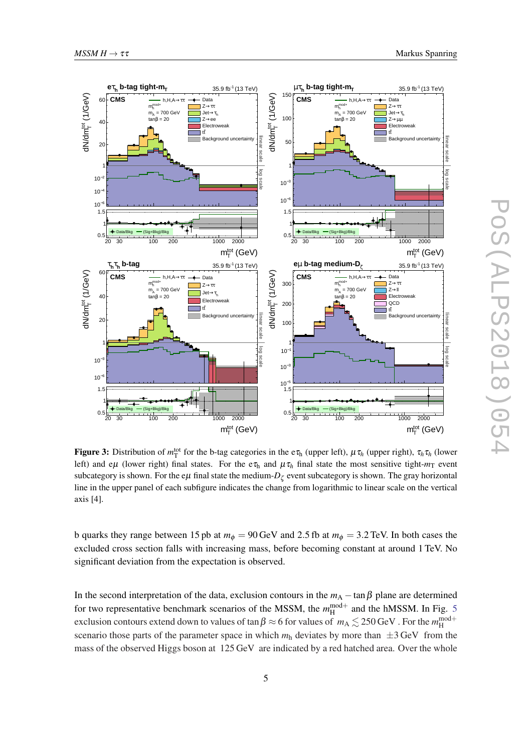**Figure 3:** Distribution of $m_{\mathrm{T}}^{\mathrm{tot}}$ for the b-tag categories in the e$\tau_{\mathrm{h}}$ (upper left), $\mu\tau_h$ (upper right), $\tau_h\tau_h$ (lower left) and e$\mu$ (lower right) final states. For the e$\tau_{\mathrm{h}}$ and $\mu\tau_h$ final state the most sensitive tight-$m_{\mathrm{T}}$ event subcategory is shown. For the e$\mu$ final state the medium-$D_\zeta$ event subcategory is shown. The gray horizontal line in the upper panel of each subfigure indicates the change from logarithmic to linear scale on the vertical axis [4].

b quarks they range between 15 pb at $m_\phi = 90\,\mathrm{GeV}$ and 2.5 fb at $m_\phi = 3.2\,\mathrm{TeV}$. In both cases the excluded cross section falls with increasing mass, before becoming constant at around 1 TeV. No significant deviation from the expectation is observed.

In the second interpretation of the data, exclusion contours in the $m_{\mathrm{A}} - \tan\beta$ plane are determined for two representative benchmark scenarios of the MSSM, the $m_{\mathrm{H}}^{\mathrm{mod+}}$ and the hMSSM. In Fig. 5 exclusion contours extend down to values of $\tan\beta \approx 6$ for values of $m_{\mathrm{A}} \lesssim 250\,\mathrm{GeV}$ . For the $m_{\mathrm{H}}^{\mathrm{mod+}}$ scenario those parts of the parameter space in which $m_{\mathrm{h}}$ deviates by more than $\pm 3\,\mathrm{GeV}$ from the mass of the observed Higgs boson at $125\,\mathrm{GeV}$ are indicated by a red hatched area. Over the whole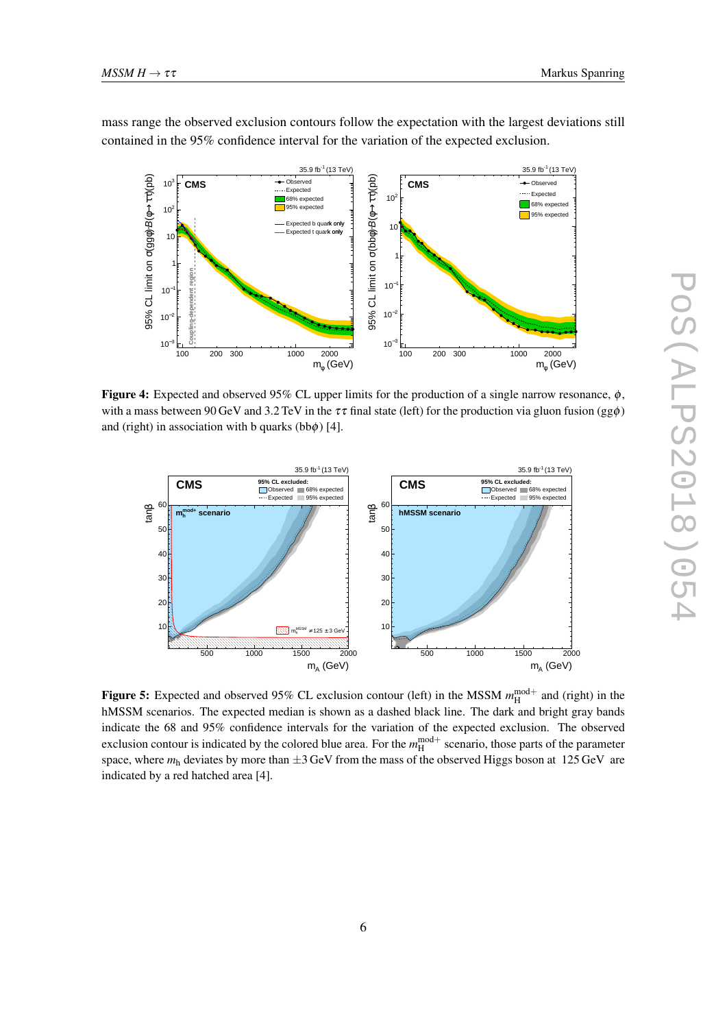mass range the observed exclusion contours follow the expectation with the largest deviations still contained in the 95% confidence interval for the variation of the expected exclusion.

**Figure 4:** Expected and observed 95% CL upper limits for the production of a single narrow resonance, $\phi$, with a mass between 90 GeV and 3.2 TeV in the $\tau\tau$ final state (left) for the production via gluon fusion (gg$\phi$) and (right) in association with b quarks (bb$\phi$) [4].

**Figure 5:** Expected and observed 95% CL exclusion contour (left) in the MSSM $m_{\mathrm{H}}^{\mathrm{mod+}}$ and (right) in the hMSSM scenarios. The expected median is shown as a dashed black line. The dark and bright gray bands indicate the 68 and 95% confidence intervals for the variation of the expected exclusion. The observed exclusion contour is indicated by the colored blue area. For the $m_{\mathrm{H}}^{\mathrm{mod+}}$ scenario, those parts of the parameter space, where $m_{\mathrm{h}}$ deviates by more than $\pm 3$ GeV from the mass of the observed Higgs boson at 125 GeV are indicated by a red hatched area [4].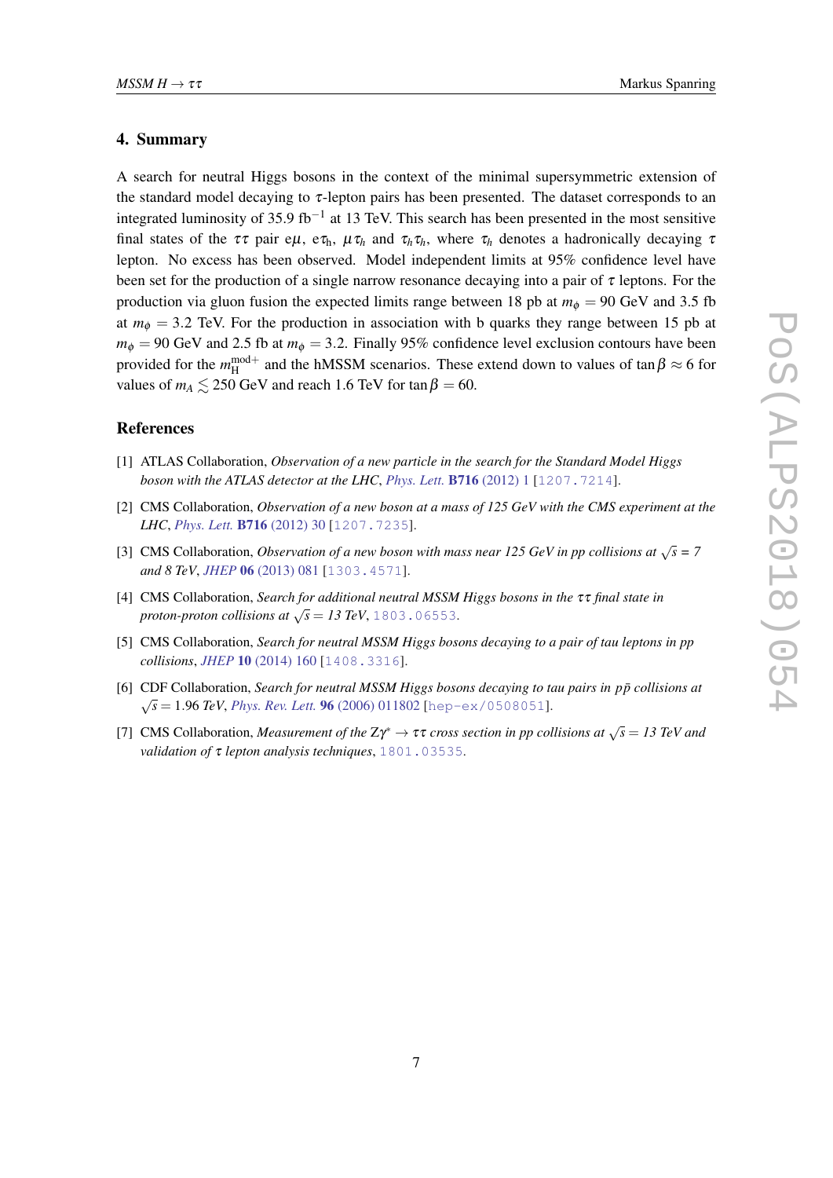## 4. Summary

A search for neutral Higgs bosons in the context of the minimal supersymmetric extension of the standard model decaying to $\tau$-lepton pairs has been presented. The dataset corresponds to an integrated luminosity of 35.9 fb$^{-1}$ at 13 TeV. This search has been presented in the most sensitive final states of the $\tau\tau$ pair e$\mu$, e$\tau_{\mathrm{h}}$, $\mu\tau_h$ and $\tau_h\tau_h$, where $\tau_h$ denotes a hadronically decaying $\tau$ lepton. No excess has been observed. Model independent limits at 95% confidence level have been set for the production of a single narrow resonance decaying into a pair of $\tau$ leptons. For the production via gluon fusion the expected limits range between 18 pb at $m_\phi = 90$ GeV and 3.5 fb at $m_\phi = 3.2$ TeV. For the production in association with b quarks they range between 15 pb at $m_\phi = 90$ GeV and 2.5 fb at $m_\phi = 3.2$. Finally 95% confidence level exclusion contours have been provided for the $m_{\mathrm{H}}^{\mathrm{mod}+}$ and the hMSSM scenarios. These extend down to values of $\tan\beta \approx 6$ for values of $m_A \lesssim 250$ GeV and reach 1.6 TeV for $\tan\beta = 60$.

## References

[1] ATLAS Collaboration, *Observation of a new particle in the search for the Standard Model Higgs boson with the ATLAS detector at the LHC*, Phys. Lett. **B716** (2012) 1 [1207.7214].

[2] CMS Collaboration, *Observation of a new boson at a mass of 125 GeV with the CMS experiment at the LHC*, Phys. Lett. **B716** (2012) 30 [1207.7235].

[3] CMS Collaboration, *Observation of a new boson with mass near 125 GeV in pp collisions at $\sqrt{s}$ = 7 and 8 TeV*, JHEP **06** (2013) 081 [1303.4571].

[4] CMS Collaboration, *Search for additional neutral MSSM Higgs bosons in the $\tau\tau$ final state in proton-proton collisions at $\sqrt{s} = 13$ TeV*, 1803.06553.

[5] CMS Collaboration, *Search for neutral MSSM Higgs bosons decaying to a pair of tau leptons in pp collisions*, JHEP **10** (2014) 160 [1408.3316].

[6] CDF Collaboration, *Search for neutral MSSM Higgs bosons decaying to tau pairs in $p\bar{p}$ collisions at $\sqrt{s} = 1.96$ TeV*, Phys. Rev. Lett. **96** (2006) 011802 [hep-ex/0508051].

[7] CMS Collaboration, *Measurement of the Z$\gamma^* \rightarrow \tau\tau$ cross section in pp collisions at $\sqrt{s} = 13$ TeV and validation of $\tau$ lepton analysis techniques*, 1801.03535.